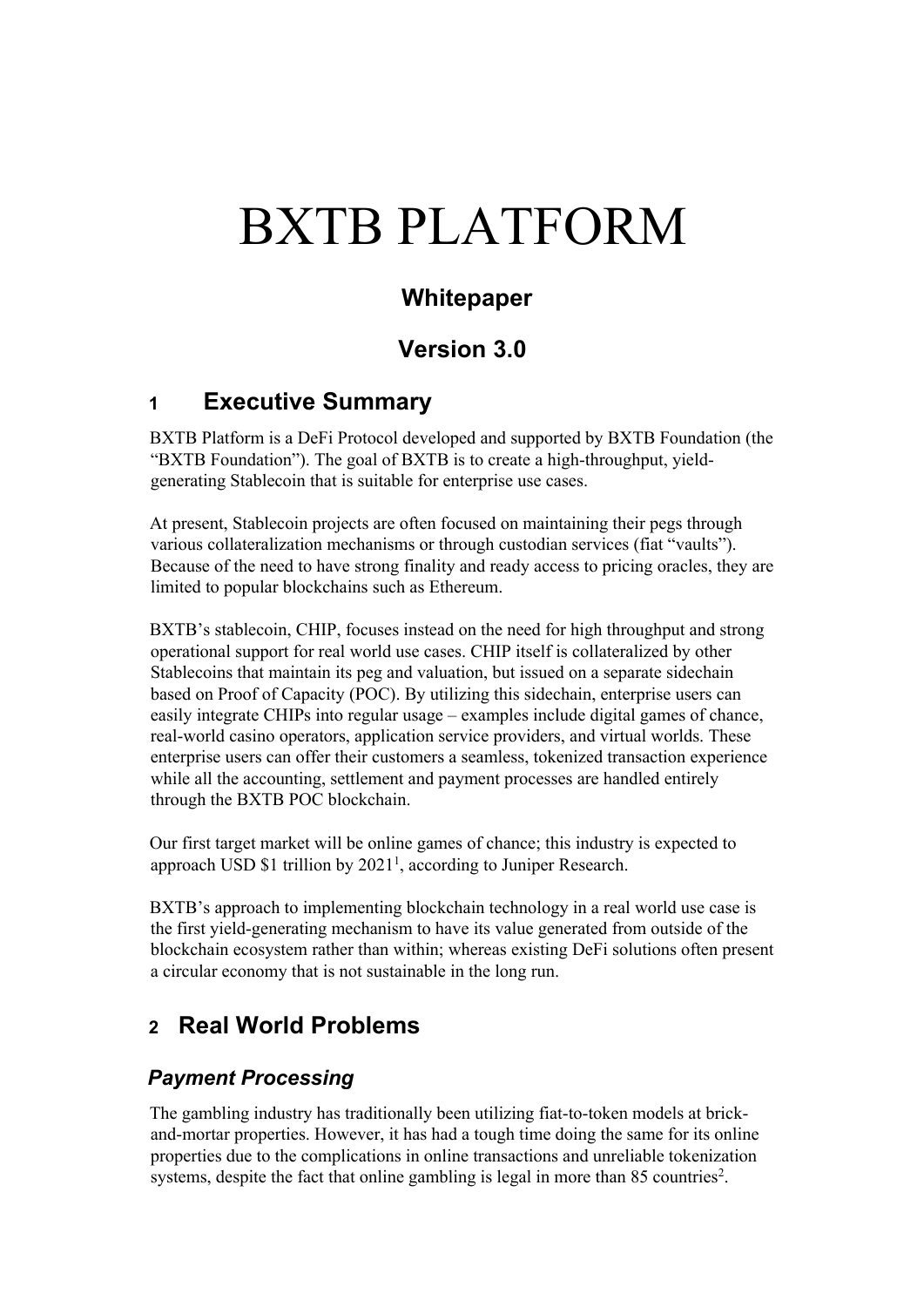# BXTB PLATFORM

## Whitepaper

## Version 3.0

## 1 Executive Summary

BXTB Platform is a DeFi Protocol developed and supported by BXTB Foundation (the "BXTB Foundation"). The goal of BXTB is to create a high-throughput, yield-generating Stablecoin that is suitable for enterprise use cases.

At present, Stablecoin projects are often focused on maintaining their pegs through various collateralization mechanisms or through custodian services (fiat "vaults"). Because of the need to have strong finality and ready access to pricing oracles, they are limited to popular blockchains such as Ethereum.

BXTB's stablecoin, CHIP, focuses instead on the need for high throughput and strong operational support for real world use cases. CHIP itself is collateralized by other Stablecoins that maintain its peg and valuation, but issued on a separate sidechain based on Proof of Capacity (POC). By utilizing this sidechain, enterprise users can easily integrate CHIPs into regular usage – examples include digital games of chance, real-world casino operators, application service providers, and virtual worlds. These enterprise users can offer their customers a seamless, tokenized transaction experience while all the accounting, settlement and payment processes are handled entirely through the BXTB POC blockchain.

Our first target market will be online games of chance; this industry is expected to approach USD $1 trillion by 2021[1], according to Juniper Research.

BXTB's approach to implementing blockchain technology in a real world use case is the first yield-generating mechanism to have its value generated from outside of the blockchain ecosystem rather than within; whereas existing DeFi solutions often present a circular economy that is not sustainable in the long run.

## 2 Real World Problems

### *Payment Processing*

The gambling industry has traditionally been utilizing fiat-to-token models at brick-and-mortar properties. However, it has had a tough time doing the same for its online properties due to the complications in online transactions and unreliable tokenization systems, despite the fact that online gambling is legal in more than 85 countries[2].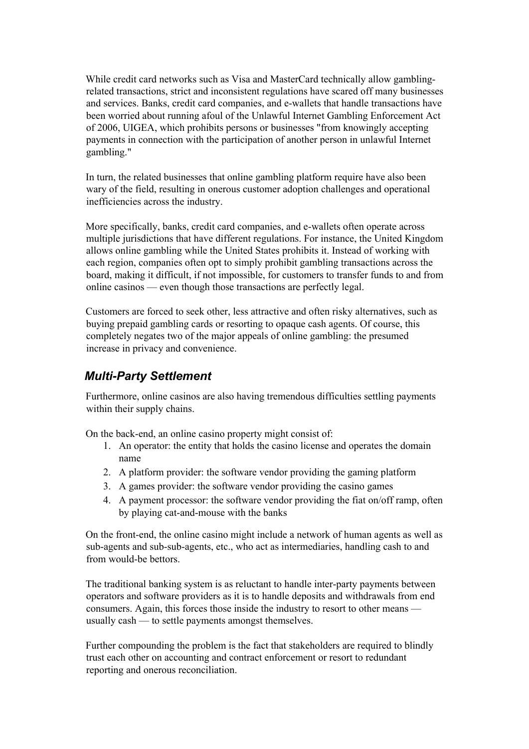While credit card networks such as Visa and MasterCard technically allow gambling-related transactions, strict and inconsistent regulations have scared off many businesses and services. Banks, credit card companies, and e-wallets that handle transactions have been worried about running afoul of the Unlawful Internet Gambling Enforcement Act of 2006, UIGEA, which prohibits persons or businesses "from knowingly accepting payments in connection with the participation of another person in unlawful Internet gambling."

In turn, the related businesses that online gambling platform require have also been wary of the field, resulting in onerous customer adoption challenges and operational inefficiencies across the industry.

More specifically, banks, credit card companies, and e-wallets often operate across multiple jurisdictions that have different regulations. For instance, the United Kingdom allows online gambling while the United States prohibits it. Instead of working with each region, companies often opt to simply prohibit gambling transactions across the board, making it difficult, if not impossible, for customers to transfer funds to and from online casinos — even though those transactions are perfectly legal.

Customers are forced to seek other, less attractive and often risky alternatives, such as buying prepaid gambling cards or resorting to opaque cash agents. Of course, this completely negates two of the major appeals of online gambling: the presumed increase in privacy and convenience.

## *Multi-Party Settlement*

Furthermore, online casinos are also having tremendous difficulties settling payments within their supply chains.

On the back-end, an online casino property might consist of:

1. An operator: the entity that holds the casino license and operates the domain name
2. A platform provider: the software vendor providing the gaming platform
3. A games provider: the software vendor providing the casino games
4. A payment processor: the software vendor providing the fiat on/off ramp, often by playing cat-and-mouse with the banks

On the front-end, the online casino might include a network of human agents as well as sub-agents and sub-sub-agents, etc., who act as intermediaries, handling cash to and from would-be bettors.

The traditional banking system is as reluctant to handle inter-party payments between operators and software providers as it is to handle deposits and withdrawals from end consumers. Again, this forces those inside the industry to resort to other means — usually cash — to settle payments amongst themselves.

Further compounding the problem is the fact that stakeholders are required to blindly trust each other on accounting and contract enforcement or resort to redundant reporting and onerous reconciliation.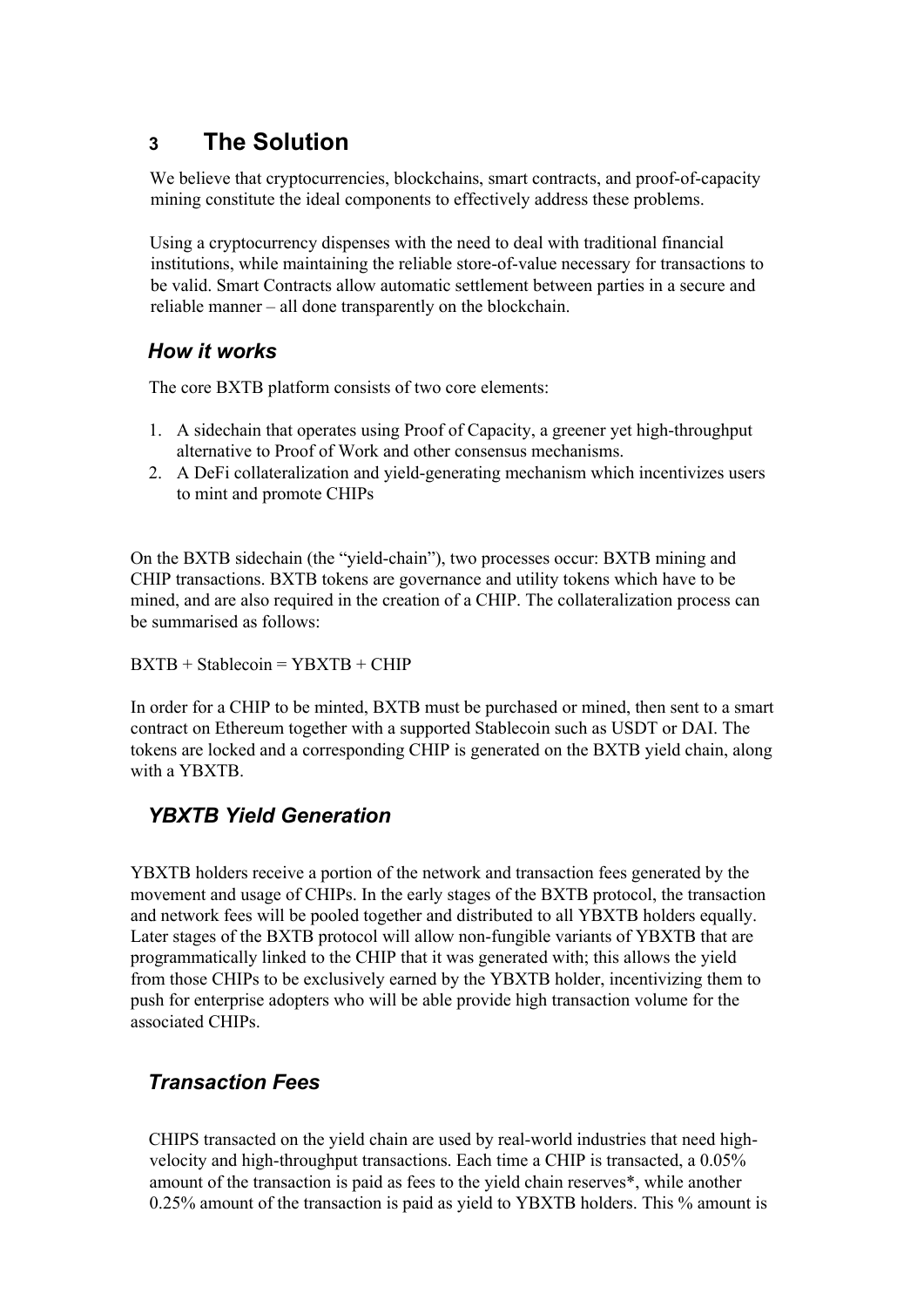# 3 The Solution

We believe that cryptocurrencies, blockchains, smart contracts, and proof-of-capacity mining constitute the ideal components to effectively address these problems.

Using a cryptocurrency dispenses with the need to deal with traditional financial institutions, while maintaining the reliable store-of-value necessary for transactions to be valid. Smart Contracts allow automatic settlement between parties in a secure and reliable manner – all done transparently on the blockchain.

### *How it works*

The core BXTB platform consists of two core elements:

1. A sidechain that operates using Proof of Capacity, a greener yet high-throughput alternative to Proof of Work and other consensus mechanisms.
2. A DeFi collateralization and yield-generating mechanism which incentivizes users to mint and promote CHIPs

On the BXTB sidechain (the "yield-chain"), two processes occur: BXTB mining and CHIP transactions. BXTB tokens are governance and utility tokens which have to be mined, and are also required in the creation of a CHIP. The collateralization process can be summarised as follows:

BXTB + Stablecoin = YBXTB + CHIP

In order for a CHIP to be minted, BXTB must be purchased or mined, then sent to a smart contract on Ethereum together with a supported Stablecoin such as USDT or DAI. The tokens are locked and a corresponding CHIP is generated on the BXTB yield chain, along with a YBXTB.

### *YBXTB Yield Generation*

YBXTB holders receive a portion of the network and transaction fees generated by the movement and usage of CHIPs. In the early stages of the BXTB protocol, the transaction and network fees will be pooled together and distributed to all YBXTB holders equally. Later stages of the BXTB protocol will allow non-fungible variants of YBXTB that are programmatically linked to the CHIP that it was generated with; this allows the yield from those CHIPs to be exclusively earned by the YBXTB holder, incentivizing them to push for enterprise adopters who will be able provide high transaction volume for the associated CHIPs.

### *Transaction Fees*

CHIPS transacted on the yield chain are used by real-world industries that need high-velocity and high-throughput transactions. Each time a CHIP is transacted, a 0.05% amount of the transaction is paid as fees to the yield chain reserves*, while another 0.25% amount of the transaction is paid as yield to YBXTB holders. This % amount is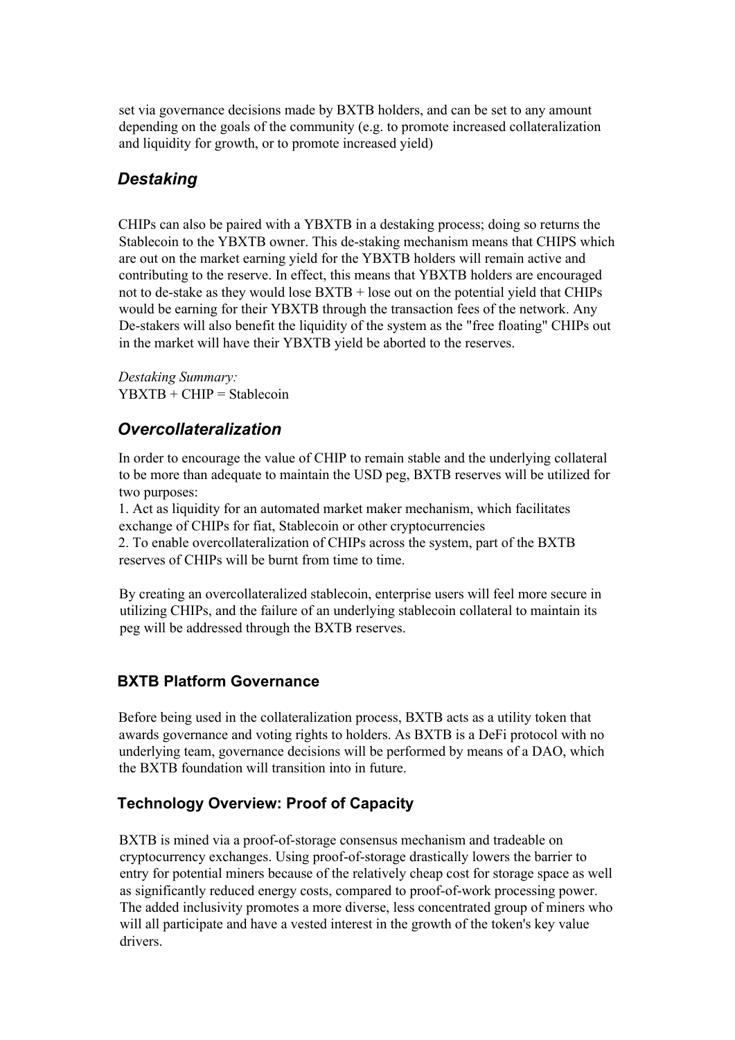set via governance decisions made by BXTB holders, and can be set to any amount depending on the goals of the community (e.g. to promote increased collateralization and liquidity for growth, or to promote increased yield)

### *Destaking*

CHIPs can also be paired with a YBXTB in a destaking process; doing so returns the Stablecoin to the YBXTB owner. This de-staking mechanism means that CHIPS which are out on the market earning yield for the YBXTB holders will remain active and contributing to the reserve. In effect, this means that YBXTB holders are encouraged not to de-stake as they would lose BXTB + lose out on the potential yield that CHIPs would be earning for their YBXTB through the transaction fees of the network. Any De-stakers will also benefit the liquidity of the system as the "free floating" CHIPs out in the market will have their YBXTB yield be aborted to the reserves.

*Destaking Summary:*
YBXTB + CHIP = Stablecoin

### *Overcollateralization*

In order to encourage the value of CHIP to remain stable and the underlying collateral to be more than adequate to maintain the USD peg, BXTB reserves will be utilized for two purposes:

1. Act as liquidity for an automated market maker mechanism, which facilitates exchange of CHIPs for fiat, Stablecoin or other cryptocurrencies
2. To enable overcollateralization of CHIPs across the system, part of the BXTB reserves of CHIPs will be burnt from time to time.

By creating an overcollateralized stablecoin, enterprise users will feel more secure in utilizing CHIPs, and the failure of an underlying stablecoin collateral to maintain its peg will be addressed through the BXTB reserves.

## BXTB Platform Governance

Before being used in the collateralization process, BXTB acts as a utility token that awards governance and voting rights to holders. As BXTB is a DeFi protocol with no underlying team, governance decisions will be performed by means of a DAO, which the BXTB foundation will transition into in future.

## Technology Overview: Proof of Capacity

BXTB is mined via a proof-of-storage consensus mechanism and tradeable on cryptocurrency exchanges. Using proof-of-storage drastically lowers the barrier to entry for potential miners because of the relatively cheap cost for storage space as well as significantly reduced energy costs, compared to proof-of-work processing power. The added inclusivity promotes a more diverse, less concentrated group of miners who will all participate and have a vested interest in the growth of the token's key value drivers.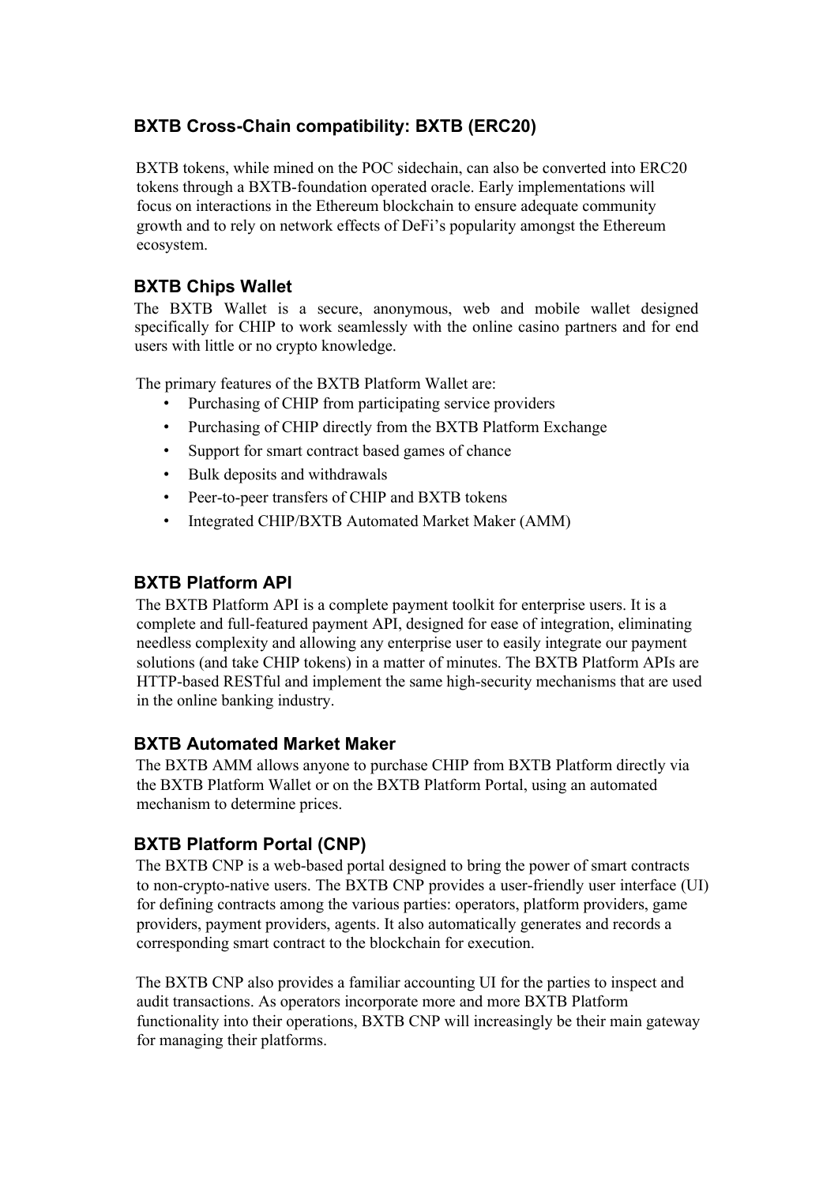## BXTB Cross-Chain compatibility: BXTB (ERC20)

BXTB tokens, while mined on the POC sidechain, can also be converted into ERC20 tokens through a BXTB-foundation operated oracle. Early implementations will focus on interactions in the Ethereum blockchain to ensure adequate community growth and to rely on network effects of DeFi's popularity amongst the Ethereum ecosystem.

## BXTB Chips Wallet

The BXTB Wallet is a secure, anonymous, web and mobile wallet designed specifically for CHIP to work seamlessly with the online casino partners and for end users with little or no crypto knowledge.

The primary features of the BXTB Platform Wallet are:

- Purchasing of CHIP from participating service providers
- Purchasing of CHIP directly from the BXTB Platform Exchange
- Support for smart contract based games of chance
- Bulk deposits and withdrawals
- Peer-to-peer transfers of CHIP and BXTB tokens
- Integrated CHIP/BXTB Automated Market Maker (AMM)

## BXTB Platform API

The BXTB Platform API is a complete payment toolkit for enterprise users. It is a complete and full-featured payment API, designed for ease of integration, eliminating needless complexity and allowing any enterprise user to easily integrate our payment solutions (and take CHIP tokens) in a matter of minutes. The BXTB Platform APIs are HTTP-based RESTful and implement the same high-security mechanisms that are used in the online banking industry.

## BXTB Automated Market Maker

The BXTB AMM allows anyone to purchase CHIP from BXTB Platform directly via the BXTB Platform Wallet or on the BXTB Platform Portal, using an automated mechanism to determine prices.

## BXTB Platform Portal (CNP)

The BXTB CNP is a web-based portal designed to bring the power of smart contracts to non-crypto-native users. The BXTB CNP provides a user-friendly user interface (UI) for defining contracts among the various parties: operators, platform providers, game providers, payment providers, agents. It also automatically generates and records a corresponding smart contract to the blockchain for execution.

The BXTB CNP also provides a familiar accounting UI for the parties to inspect and audit transactions. As operators incorporate more and more BXTB Platform functionality into their operations, BXTB CNP will increasingly be their main gateway for managing their platforms.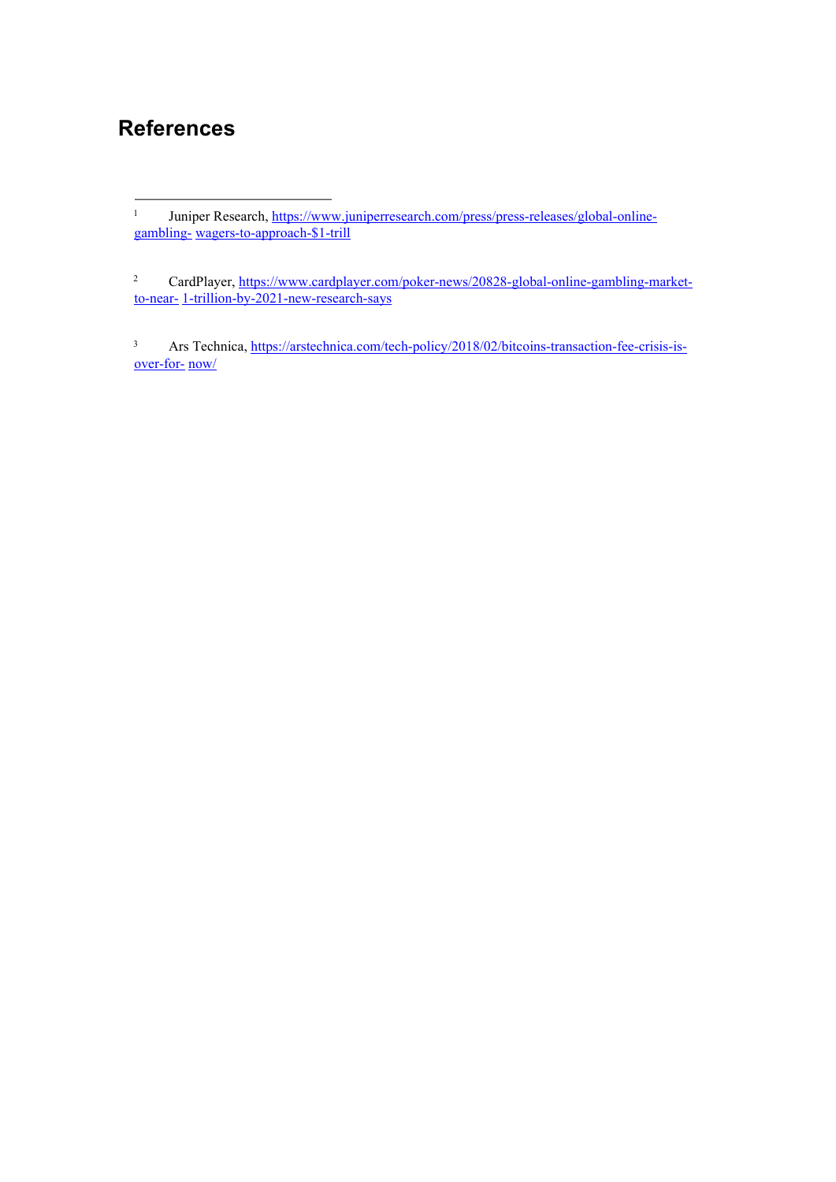## References

[1] Juniper Research, https://www.juniperresearch.com/press/press-releases/global-online-gambling- wagers-to-approach-$1-trill

[2] CardPlayer, https://www.cardplayer.com/poker-news/20828-global-online-gambling-market-to-near- 1-trillion-by-2021-new-research-says

[3] Ars Technica, https://arstechnica.com/tech-policy/2018/02/bitcoins-transaction-fee-crisis-is-over-for- now/